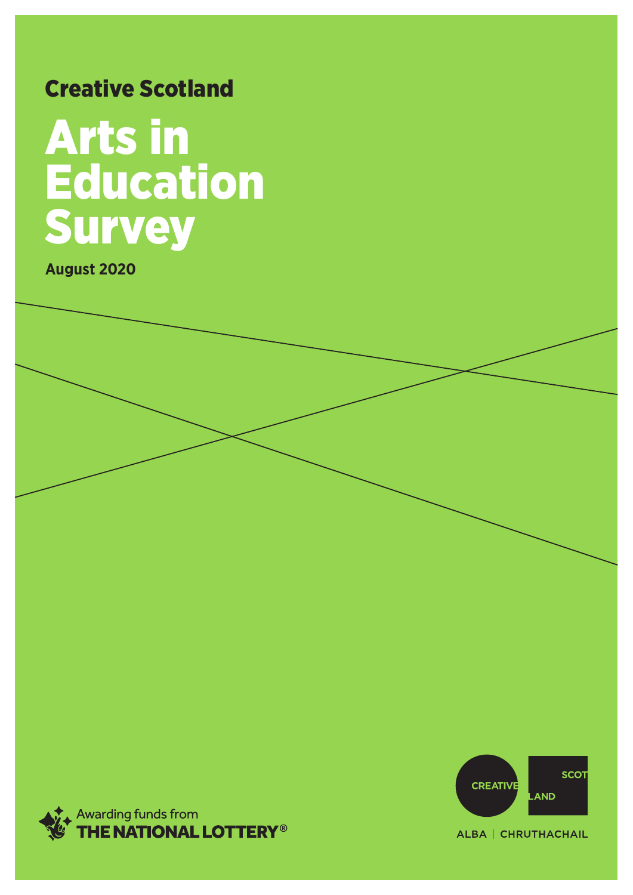Creative Scotland

# Arts in Education Survey

**August 2020**

Awarding funds from THE NATIONAL LOTTERY®

CREATIVE SCOTLAND

ALBA | CHRUTHACHAIL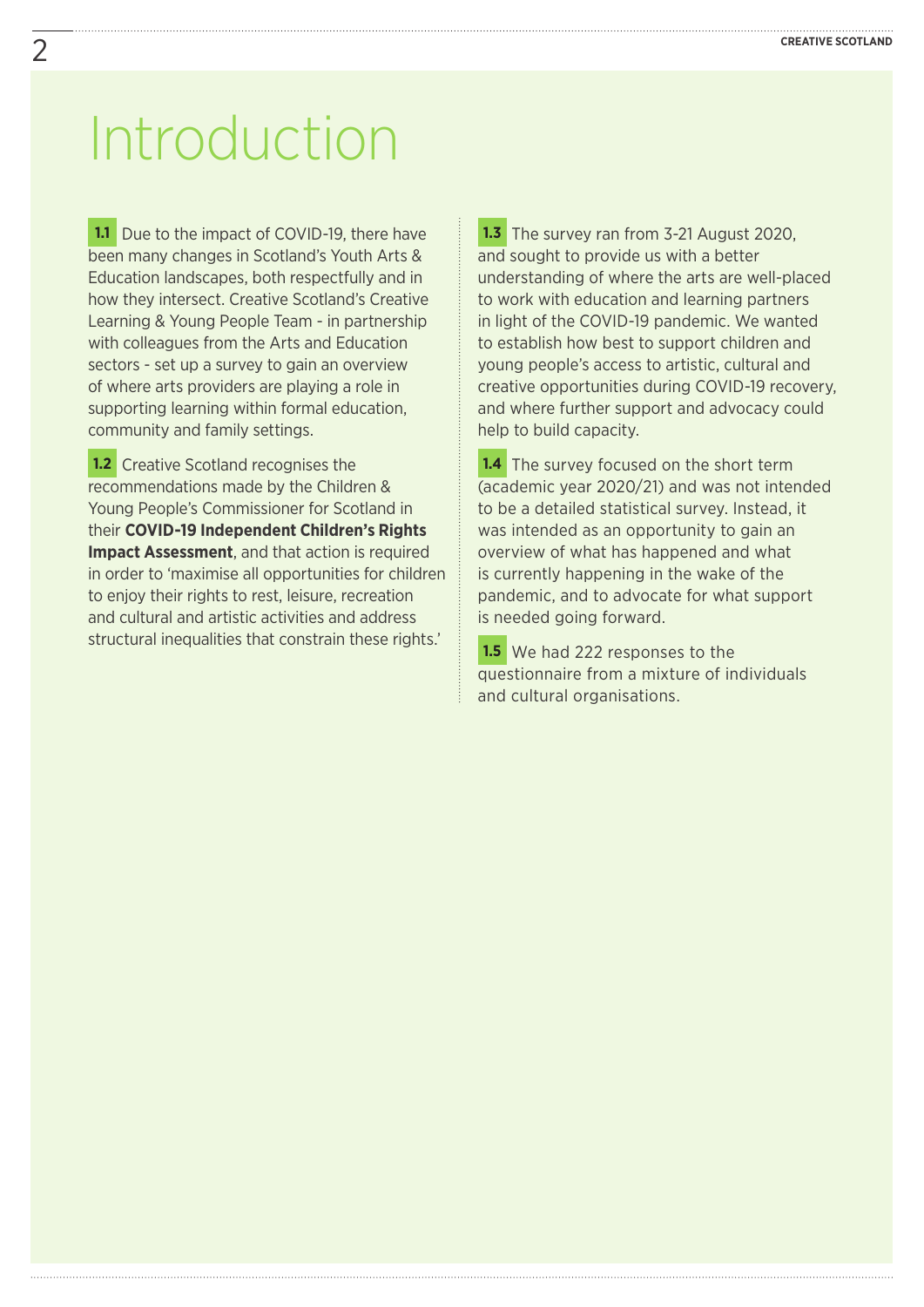# Introduction

**1.1** Due to the impact of COVID-19, there have been many changes in Scotland's Youth Arts & Education landscapes, both respectfully and in how they intersect. Creative Scotland's Creative Learning & Young People Team - in partnership with colleagues from the Arts and Education sectors - set up a survey to gain an overview of where arts providers are playing a role in supporting learning within formal education, community and family settings.

**1.2** Creative Scotland recognises the recommendations made by the Children & Young People's Commissioner for Scotland in their **COVID-19 Independent Children's Rights Impact Assessment**, and that action is required in order to 'maximise all opportunities for children to enjoy their rights to rest, leisure, recreation and cultural and artistic activities and address structural inequalities that constrain these rights.'

**1.3** The survey ran from 3-21 August 2020, and sought to provide us with a better understanding of where the arts are well-placed to work with education and learning partners in light of the COVID-19 pandemic. We wanted to establish how best to support children and young people's access to artistic, cultural and creative opportunities during COVID-19 recovery, and where further support and advocacy could help to build capacity.

**1.4** The survey focused on the short term (academic year 2020/21) and was not intended to be a detailed statistical survey. Instead, it was intended as an opportunity to gain an overview of what has happened and what is currently happening in the wake of the pandemic, and to advocate for what support is needed going forward.

**1.5** We had 222 responses to the questionnaire from a mixture of individuals and cultural organisations.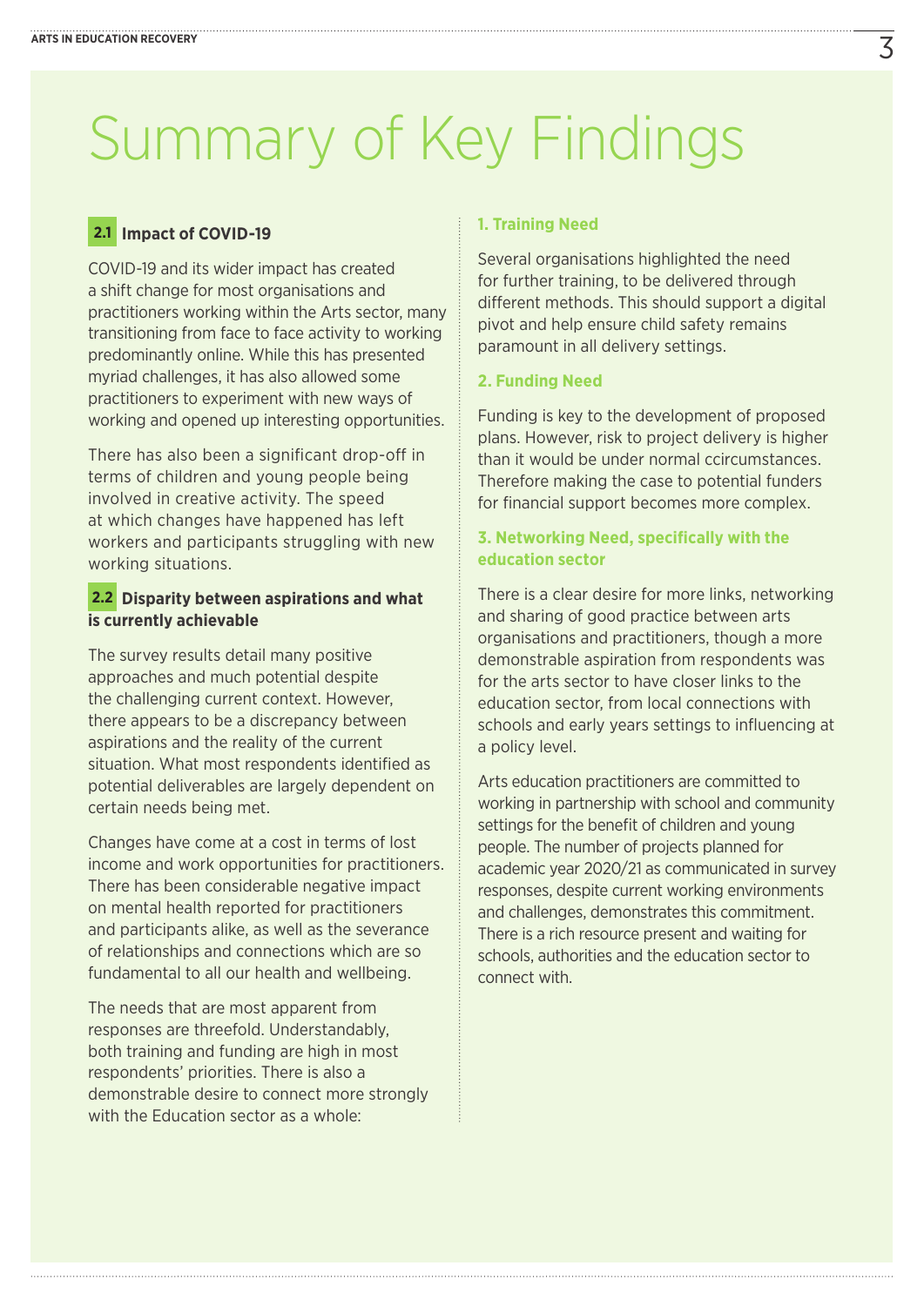# Summary of Key Findings

## 2.1 Impact of COVID-19

COVID-19 and its wider impact has created a shift change for most organisations and practitioners working within the Arts sector, many transitioning from face to face activity to working predominantly online. While this has presented myriad challenges, it has also allowed some practitioners to experiment with new ways of working and opened up interesting opportunities.

There has also been a significant drop-off in terms of children and young people being involved in creative activity. The speed at which changes have happened has left workers and participants struggling with new working situations.

## 2.2 Disparity between aspirations and what is currently achievable

The survey results detail many positive approaches and much potential despite the challenging current context. However, there appears to be a discrepancy between aspirations and the reality of the current situation. What most respondents identified as potential deliverables are largely dependent on certain needs being met.

Changes have come at a cost in terms of lost income and work opportunities for practitioners. There has been considerable negative impact on mental health reported for practitioners and participants alike, as well as the severance of relationships and connections which are so fundamental to all our health and wellbeing.

The needs that are most apparent from responses are threefold. Understandably, both training and funding are high in most respondents' priorities. There is also a demonstrable desire to connect more strongly with the Education sector as a whole:

### 1. Training Need

Several organisations highlighted the need for further training, to be delivered through different methods. This should support a digital pivot and help ensure child safety remains paramount in all delivery settings.

### 2. Funding Need

Funding is key to the development of proposed plans. However, risk to project delivery is higher than it would be under normal ccircumstances. Therefore making the case to potential funders for financial support becomes more complex.

### 3. Networking Need, specifically with the education sector

There is a clear desire for more links, networking and sharing of good practice between arts organisations and practitioners, though a more demonstrable aspiration from respondents was for the arts sector to have closer links to the education sector, from local connections with schools and early years settings to influencing at a policy level.

Arts education practitioners are committed to working in partnership with school and community settings for the benefit of children and young people. The number of projects planned for academic year 2020/21 as communicated in survey responses, despite current working environments and challenges, demonstrates this commitment. There is a rich resource present and waiting for schools, authorities and the education sector to connect with.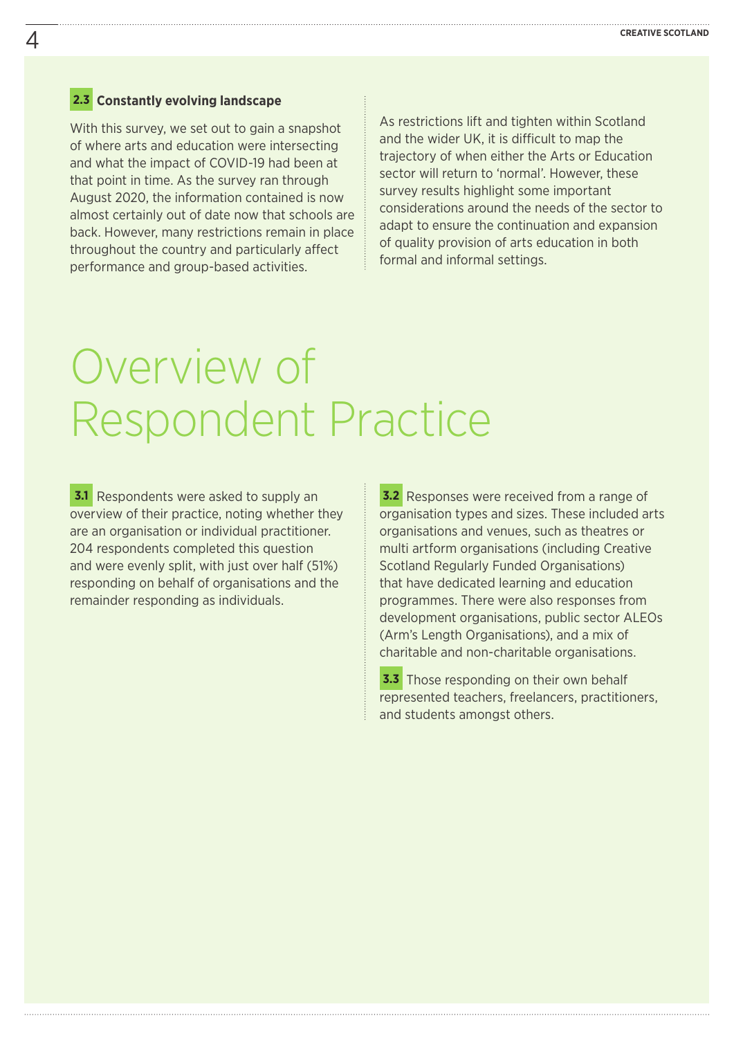### 2.3 Constantly evolving landscape

With this survey, we set out to gain a snapshot of where arts and education were intersecting and what the impact of COVID-19 had been at that point in time. As the survey ran through August 2020, the information contained is now almost certainly out of date now that schools are back. However, many restrictions remain in place throughout the country and particularly affect performance and group-based activities.

As restrictions lift and tighten within Scotland and the wider UK, it is difficult to map the trajectory of when either the Arts or Education sector will return to 'normal'. However, these survey results highlight some important considerations around the needs of the sector to adapt to ensure the continuation and expansion of quality provision of arts education in both formal and informal settings.

# Overview of Respondent Practice

**3.1** Respondents were asked to supply an overview of their practice, noting whether they are an organisation or individual practitioner. 204 respondents completed this question and were evenly split, with just over half (51%) responding on behalf of organisations and the remainder responding as individuals.

**3.2** Responses were received from a range of organisation types and sizes. These included arts organisations and venues, such as theatres or multi artform organisations (including Creative Scotland Regularly Funded Organisations) that have dedicated learning and education programmes. There were also responses from development organisations, public sector ALEOs (Arm's Length Organisations), and a mix of charitable and non-charitable organisations.

**3.3** Those responding on their own behalf represented teachers, freelancers, practitioners, and students amongst others.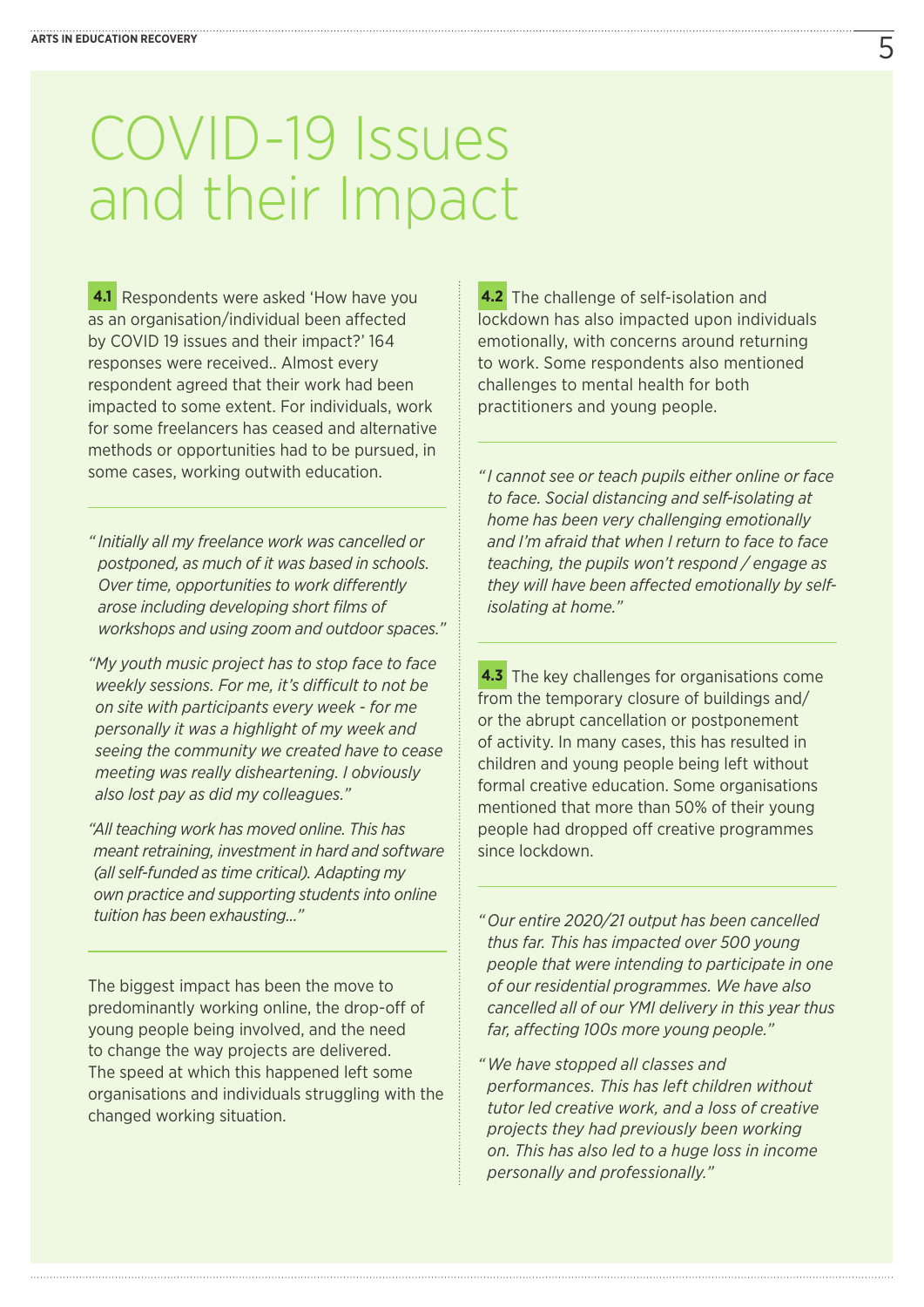# COVID-19 Issues and their Impact

**4.1** Respondents were asked 'How have you as an organisation/individual been affected by COVID 19 issues and their impact?' 164 responses were received.. Almost every respondent agreed that their work had been impacted to some extent. For individuals, work for some freelancers has ceased and alternative methods or opportunities had to be pursued, in some cases, working outwith education.

*"Initially all my freelance work was cancelled or postponed, as much of it was based in schools. Over time, opportunities to work differently arose including developing short films of workshops and using zoom and outdoor spaces."*

*"My youth music project has to stop face to face weekly sessions. For me, it's difficult to not be on site with participants every week - for me personally it was a highlight of my week and seeing the community we created have to cease meeting was really disheartening. I obviously also lost pay as did my colleagues."*

*"All teaching work has moved online. This has meant retraining, investment in hard and software (all self-funded as time critical). Adapting my own practice and supporting students into online tuition has been exhausting..."*

The biggest impact has been the move to predominantly working online, the drop-off of young people being involved, and the need to change the way projects are delivered. The speed at which this happened left some organisations and individuals struggling with the changed working situation.

**4.2** The challenge of self-isolation and lockdown has also impacted upon individuals emotionally, with concerns around returning to work. Some respondents also mentioned challenges to mental health for both practitioners and young people.

*"I cannot see or teach pupils either online or face to face. Social distancing and self-isolating at home has been very challenging emotionally and I'm afraid that when I return to face to face teaching, the pupils won't respond / engage as they will have been affected emotionally by self-isolating at home."*

**4.3** The key challenges for organisations come from the temporary closure of buildings and/or the abrupt cancellation or postponement of activity. In many cases, this has resulted in children and young people being left without formal creative education. Some organisations mentioned that more than 50% of their young people had dropped off creative programmes since lockdown.

*"Our entire 2020/21 output has been cancelled thus far. This has impacted over 500 young people that were intending to participate in one of our residential programmes. We have also cancelled all of our YMI delivery in this year thus far, affecting 100s more young people."*

*"We have stopped all classes and performances. This has left children without tutor led creative work, and a loss of creative projects they had previously been working on. This has also led to a huge loss in income personally and professionally."*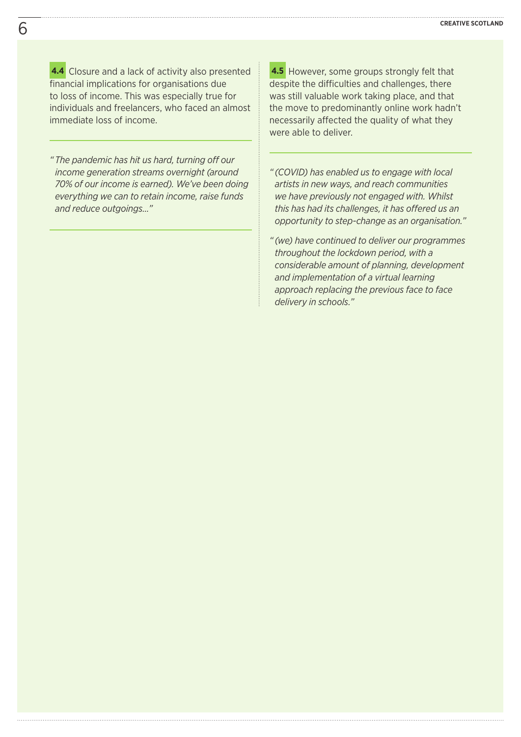**4.4** Closure and a lack of activity also presented financial implications for organisations due to loss of income. This was especially true for individuals and freelancers, who faced an almost immediate loss of income.

> *"The pandemic has hit us hard, turning off our income generation streams overnight (around 70% of our income is earned). We've been doing everything we can to retain income, raise funds and reduce outgoings..."*

**4.5** However, some groups strongly felt that despite the difficulties and challenges, there was still valuable work taking place, and that the move to predominantly online work hadn't necessarily affected the quality of what they were able to deliver.

> *"(COVID) has enabled us to engage with local artists in new ways, and reach communities we have previously not engaged with. Whilst this has had its challenges, it has offered us an opportunity to step-change as an organisation."*

> *"(we) have continued to deliver our programmes throughout the lockdown period, with a considerable amount of planning, development and implementation of a virtual learning approach replacing the previous face to face delivery in schools."*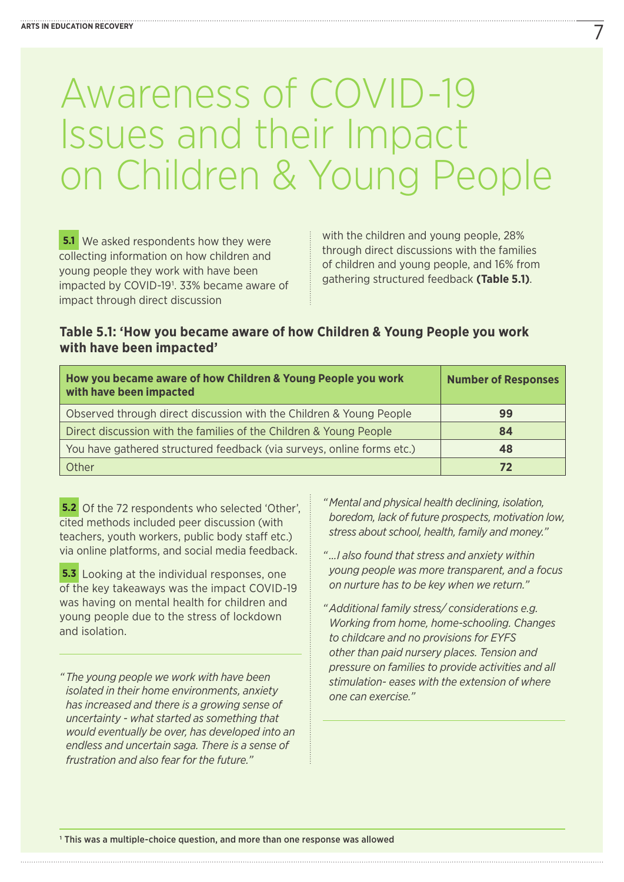# Awareness of COVID-19 Issues and their Impact on Children & Young People

**5.1** We asked respondents how they were collecting information on how children and young people they work with have been impacted by COVID-19[1]. 33% became aware of impact through direct discussion with the children and young people, 28% through direct discussions with the families of children and young people, and 16% from gathering structured feedback **(Table 5.1)**.

### Table 5.1: 'How you became aware of how Children & Young People you work with have been impacted'

| How you became aware of how Children & Young People you work with have been impacted | Number of Responses |
|---|---|
| Observed through direct discussion with the Children & Young People | **99** |
| Direct discussion with the families of the Children & Young People | **84** |
| You have gathered structured feedback (via surveys, online forms etc.) | **48** |
| Other | **72** |

**5.2** Of the 72 respondents who selected 'Other', cited methods included peer discussion (with teachers, youth workers, public body staff etc.) via online platforms, and social media feedback.

**5.3** Looking at the individual responses, one of the key takeaways was the impact COVID-19 was having on mental health for children and young people due to the stress of lockdown and isolation.

*"The young people we work with have been isolated in their home environments, anxiety has increased and there is a growing sense of uncertainty - what started as something that would eventually be over, has developed into an endless and uncertain saga. There is a sense of frustration and also fear for the future."*

*"Mental and physical health declining, isolation, boredom, lack of future prospects, motivation low, stress about school, health, family and money."*

*"...I also found that stress and anxiety within young people was more transparent, and a focus on nurture has to be key when we return."*

*"Additional family stress/ considerations e.g. Working from home, home-schooling. Changes to childcare and no provisions for EYFS other than paid nursery places. Tension and pressure on families to provide activities and all stimulation- eases with the extension of where one can exercise."*

[1] **This was a multiple-choice question, and more than one response was allowed**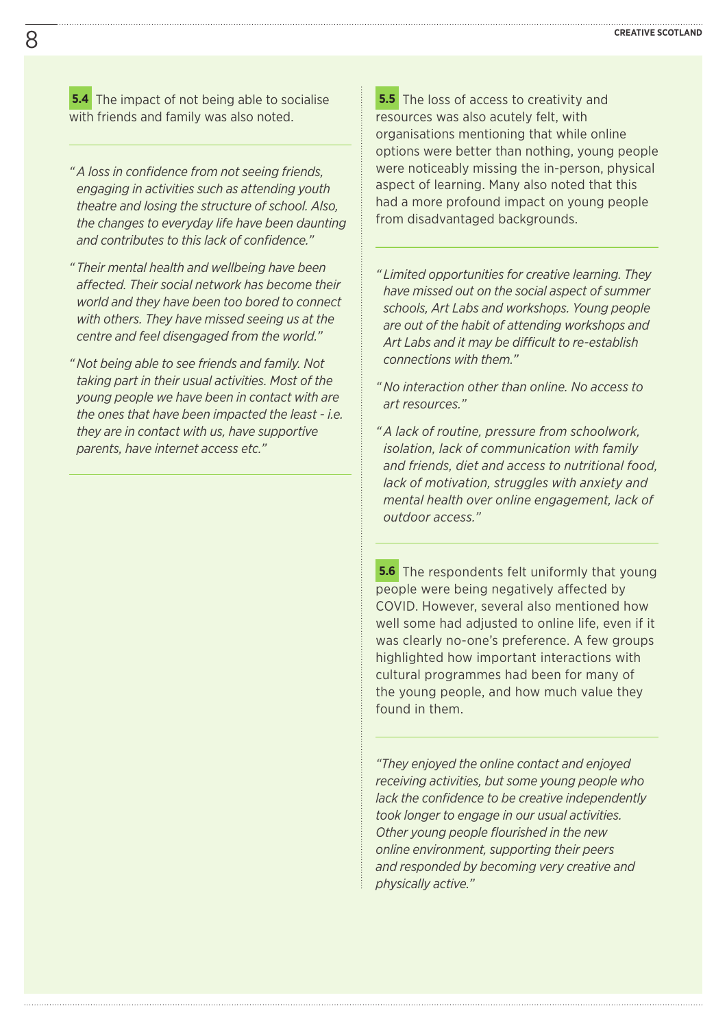**5.4** The impact of not being able to socialise with friends and family was also noted.

*"A loss in confidence from not seeing friends, engaging in activities such as attending youth theatre and losing the structure of school. Also, the changes to everyday life have been daunting and contributes to this lack of confidence."*

*"Their mental health and wellbeing have been affected. Their social network has become their world and they have been too bored to connect with others. They have missed seeing us at the centre and feel disengaged from the world."*

*"Not being able to see friends and family. Not taking part in their usual activities. Most of the young people we have been in contact with are the ones that have been impacted the least - i.e. they are in contact with us, have supportive parents, have internet access etc."*

**5.5** The loss of access to creativity and resources was also acutely felt, with organisations mentioning that while online options were better than nothing, young people were noticeably missing the in-person, physical aspect of learning. Many also noted that this had a more profound impact on young people from disadvantaged backgrounds.

*"Limited opportunities for creative learning. They have missed out on the social aspect of summer schools, Art Labs and workshops. Young people are out of the habit of attending workshops and Art Labs and it may be difficult to re-establish connections with them."*

*"No interaction other than online. No access to art resources."*

*"A lack of routine, pressure from schoolwork, isolation, lack of communication with family and friends, diet and access to nutritional food, lack of motivation, struggles with anxiety and mental health over online engagement, lack of outdoor access."*

**5.6** The respondents felt uniformly that young people were being negatively affected by COVID. However, several also mentioned how well some had adjusted to online life, even if it was clearly no-one's preference. A few groups highlighted how important interactions with cultural programmes had been for many of the young people, and how much value they found in them.

*"They enjoyed the online contact and enjoyed receiving activities, but some young people who lack the confidence to be creative independently took longer to engage in our usual activities. Other young people flourished in the new online environment, supporting their peers and responded by becoming very creative and physically active."*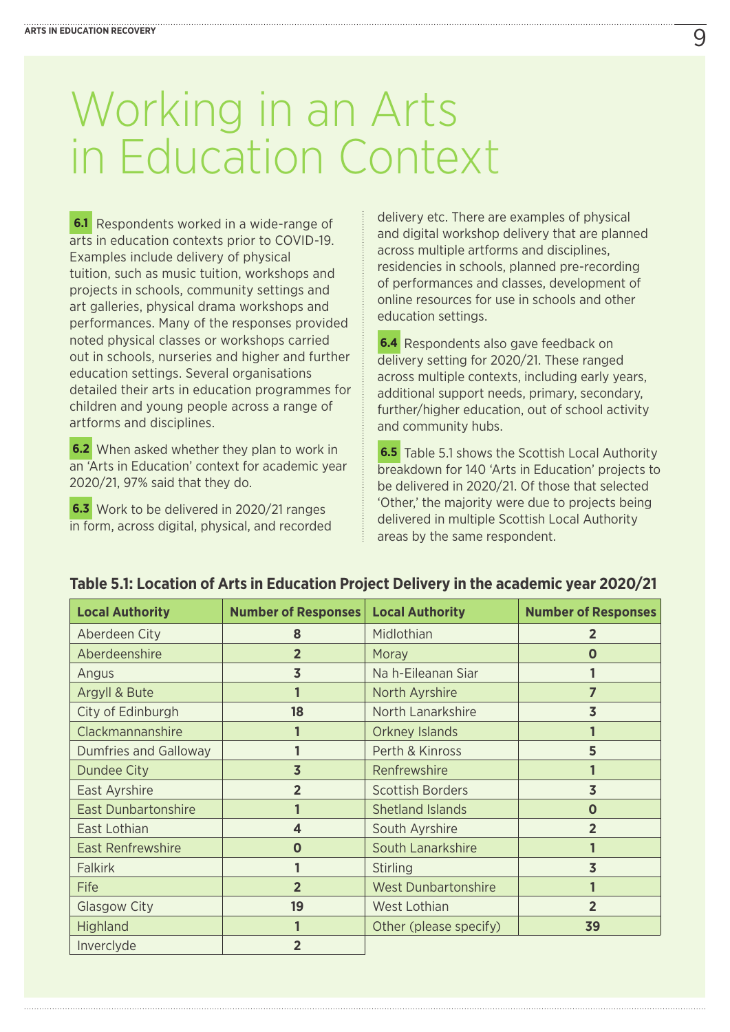# Working in an Arts in Education Context

**6.1** Respondents worked in a wide-range of arts in education contexts prior to COVID-19. Examples include delivery of physical tuition, such as music tuition, workshops and projects in schools, community settings and art galleries, physical drama workshops and performances. Many of the responses provided noted physical classes or workshops carried out in schools, nurseries and higher and further education settings. Several organisations detailed their arts in education programmes for children and young people across a range of artforms and disciplines.

**6.2** When asked whether they plan to work in an 'Arts in Education' context for academic year 2020/21, 97% said that they do.

**6.3** Work to be delivered in 2020/21 ranges in form, across digital, physical, and recorded delivery etc. There are examples of physical and digital workshop delivery that are planned across multiple artforms and disciplines, residencies in schools, planned pre-recording of performances and classes, development of online resources for use in schools and other education settings.

**6.4** Respondents also gave feedback on delivery setting for 2020/21. These ranged across multiple contexts, including early years, additional support needs, primary, secondary, further/higher education, out of school activity and community hubs.

**6.5** Table 5.1 shows the Scottish Local Authority breakdown for 140 'Arts in Education' projects to be delivered in 2020/21. Of those that selected 'Other,' the majority were due to projects being delivered in multiple Scottish Local Authority areas by the same respondent.

**Table 5.1: Location of Arts in Education Project Delivery in the academic year 2020/21**

| Local Authority | Number of Responses | Local Authority | Number of Responses |
|---|---|---|---|
| Aberdeen City | 8 | Midlothian | 2 |
| Aberdeenshire | 2 | Moray | 0 |
| Angus | 3 | Na h-Eileanan Siar | 1 |
| Argyll & Bute | 1 | North Ayrshire | 7 |
| City of Edinburgh | 18 | North Lanarkshire | 3 |
| Clackmannanshire | 1 | Orkney Islands | 1 |
| Dumfries and Galloway | 1 | Perth & Kinross | 5 |
| Dundee City | 3 | Renfrewshire | 1 |
| East Ayrshire | 2 | Scottish Borders | 3 |
| East Dunbartonshire | 1 | Shetland Islands | 0 |
| East Lothian | 4 | South Ayrshire | 2 |
| East Renfrewshire | 0 | South Lanarkshire | 1 |
| Falkirk | 1 | Stirling | 3 |
| Fife | 2 | West Dunbartonshire | 1 |
| Glasgow City | 19 | West Lothian | 2 |
| Highland | 1 | Other (please specify) | 39 |
| Inverclyde | 2 | | |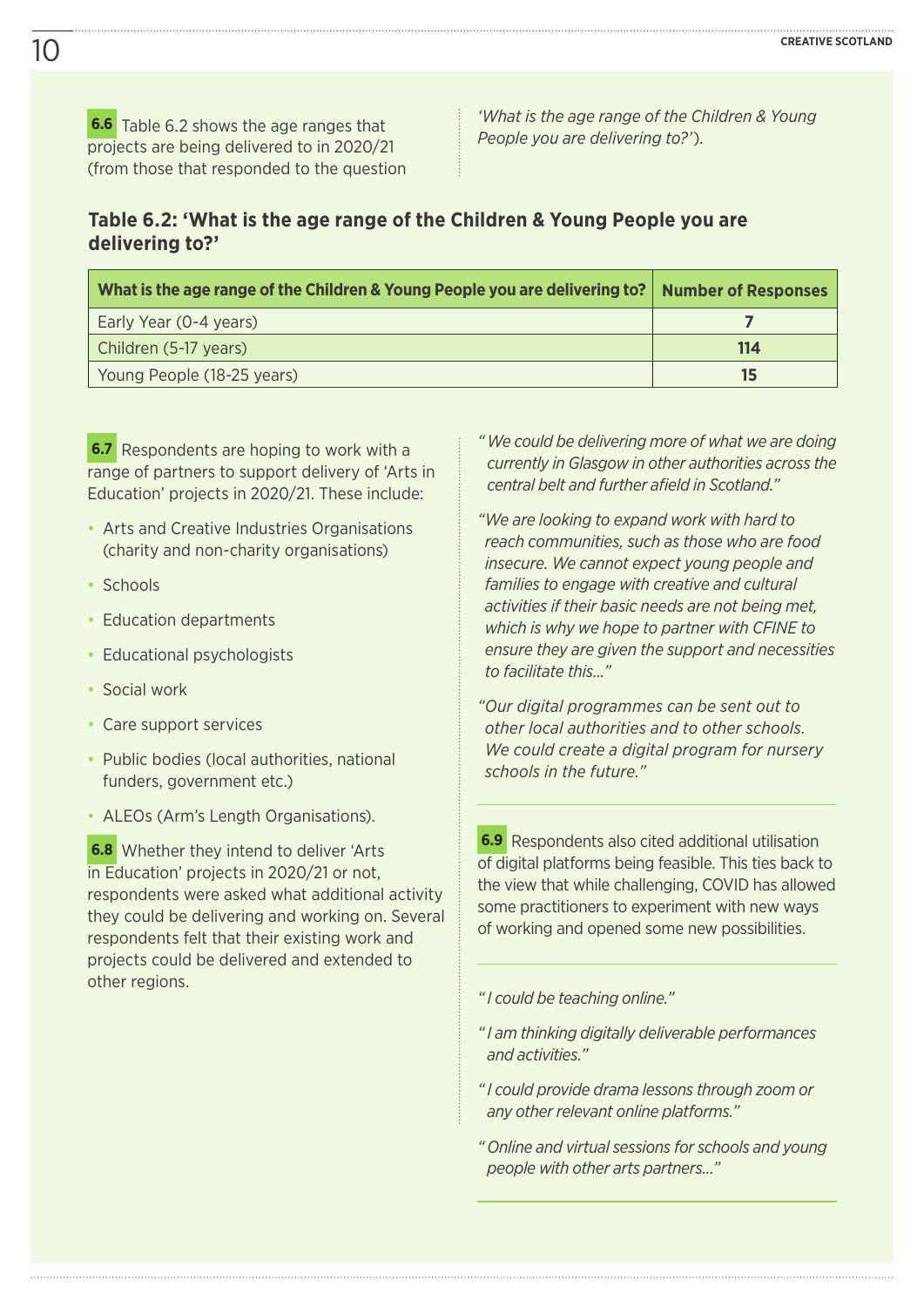**6.6** Table 6.2 shows the age ranges that projects are being delivered to in 2020/21 (from those that responded to the question *'What is the age range of the Children & Young People you are delivering to?'*).

### Table 6.2: 'What is the age range of the Children & Young People you are delivering to?'

| What is the age range of the Children & Young People you are delivering to? | Number of Responses |
|---|---|
| Early Year (0-4 years) | 7 |
| Children (5-17 years) | 114 |
| Young People (18-25 years) | 15 |

**6.7** Respondents are hoping to work with a range of partners to support delivery of 'Arts in Education' projects in 2020/21. These include:

- Arts and Creative Industries Organisations (charity and non-charity organisations)
- Schools
- Education departments
- Educational psychologists
- Social work
- Care support services
- Public bodies (local authorities, national funders, government etc.)
- ALEOs (Arm's Length Organisations).

**6.8** Whether they intend to deliver 'Arts in Education' projects in 2020/21 or not, respondents were asked what additional activity they could be delivering and working on. Several respondents felt that their existing work and projects could be delivered and extended to other regions.

*"We could be delivering more of what we are doing currently in Glasgow in other authorities across the central belt and further afield in Scotland."*

*"We are looking to expand work with hard to reach communities, such as those who are food insecure. We cannot expect young people and families to engage with creative and cultural activities if their basic needs are not being met, which is why we hope to partner with CFINE to ensure they are given the support and necessities to facilitate this..."*

*"Our digital programmes can be sent out to other local authorities and to other schools. We could create a digital program for nursery schools in the future."*

**6.9** Respondents also cited additional utilisation of digital platforms being feasible. This ties back to the view that while challenging, COVID has allowed some practitioners to experiment with new ways of working and opened some new possibilities.

*"I could be teaching online."*

*"I am thinking digitally deliverable performances and activities."*

*"I could provide drama lessons through zoom or any other relevant online platforms."*

*"Online and virtual sessions for schools and young people with other arts partners..."*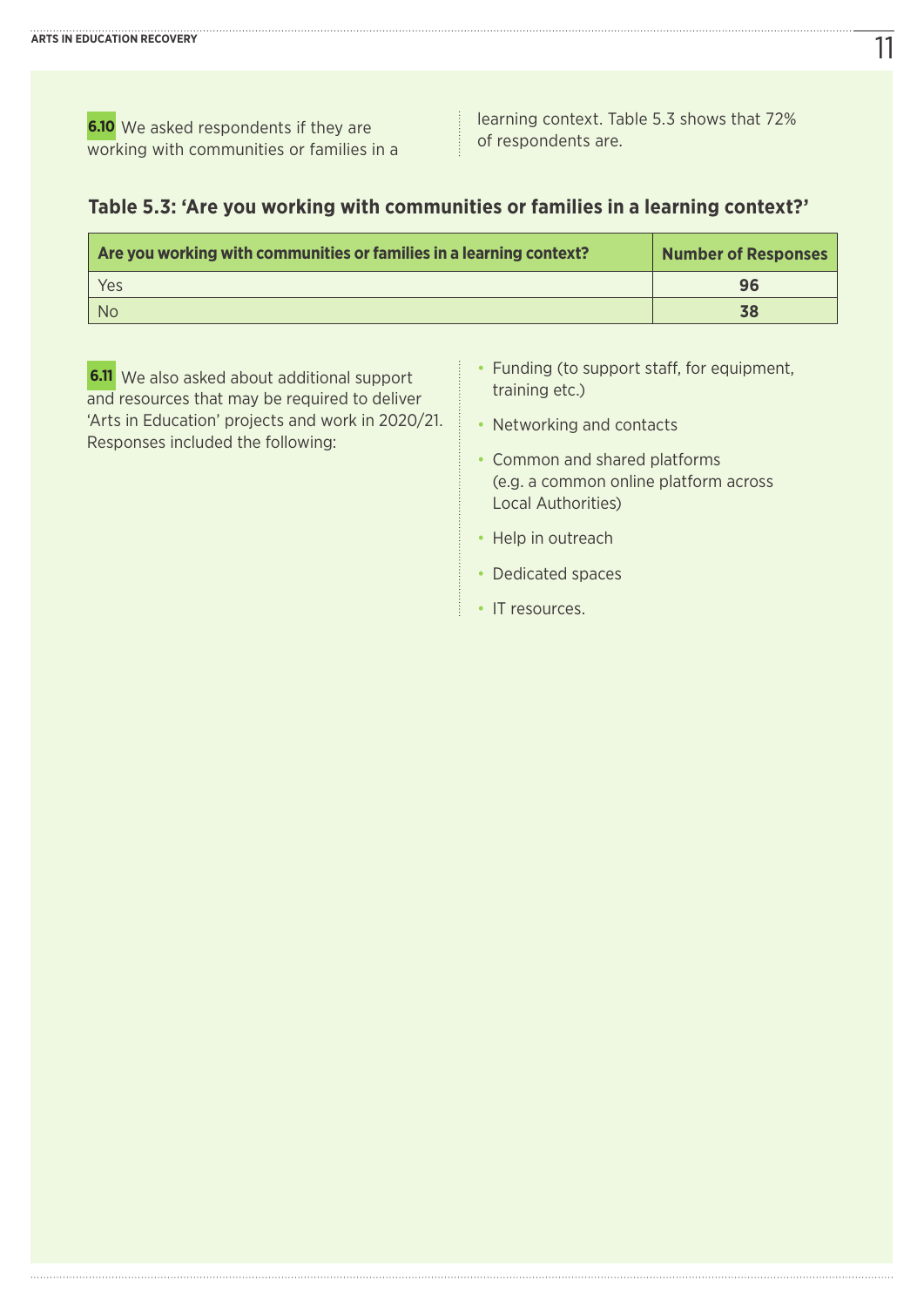**6.10** We asked respondents if they are working with communities or families in a learning context. Table 5.3 shows that 72% of respondents are.

### Table 5.3: 'Are you working with communities or families in a learning context?'

| Are you working with communities or families in a learning context? | Number of Responses |
|---|---|
| Yes | **96** |
| No | **38** |

**6.11** We also asked about additional support and resources that may be required to deliver 'Arts in Education' projects and work in 2020/21. Responses included the following:

- Funding (to support staff, for equipment, training etc.)
- Networking and contacts
- Common and shared platforms (e.g. a common online platform across Local Authorities)
- Help in outreach
- Dedicated spaces
- IT resources.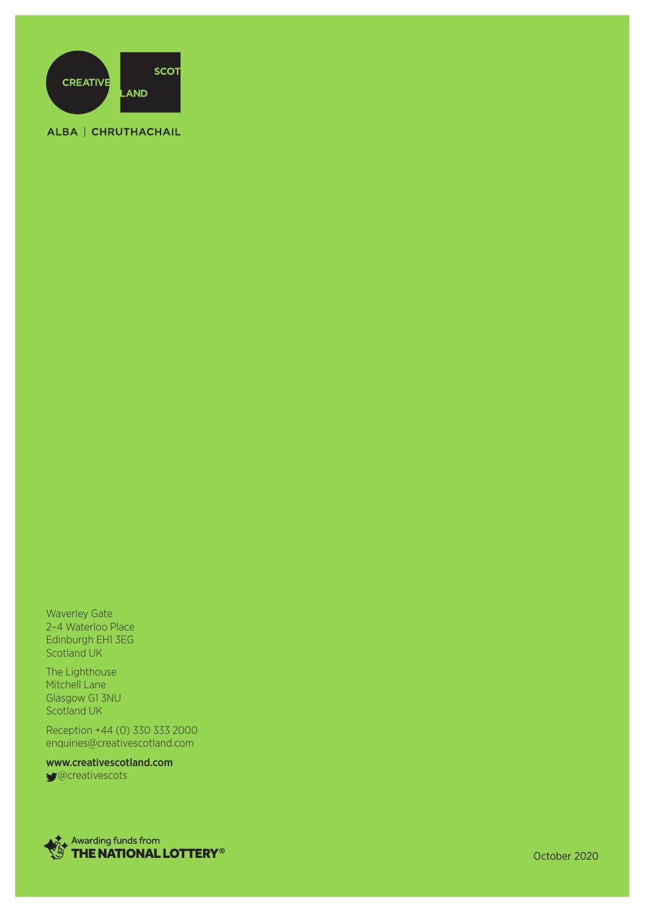CREATIVE SCOTLAND

ALBA | CHRUTHACHAIL

Waverley Gate
2–4 Waterloo Place
Edinburgh EH1 3EG
Scotland UK

The Lighthouse
Mitchell Lane
Glasgow G1 3NU
Scotland UK

Reception +44 (0) 330 333 2000
enquiries@creativescotland.com

**www.creativescotland.com**
@creativescots

Awarding funds from
**THE NATIONAL LOTTERY®**

October 2020